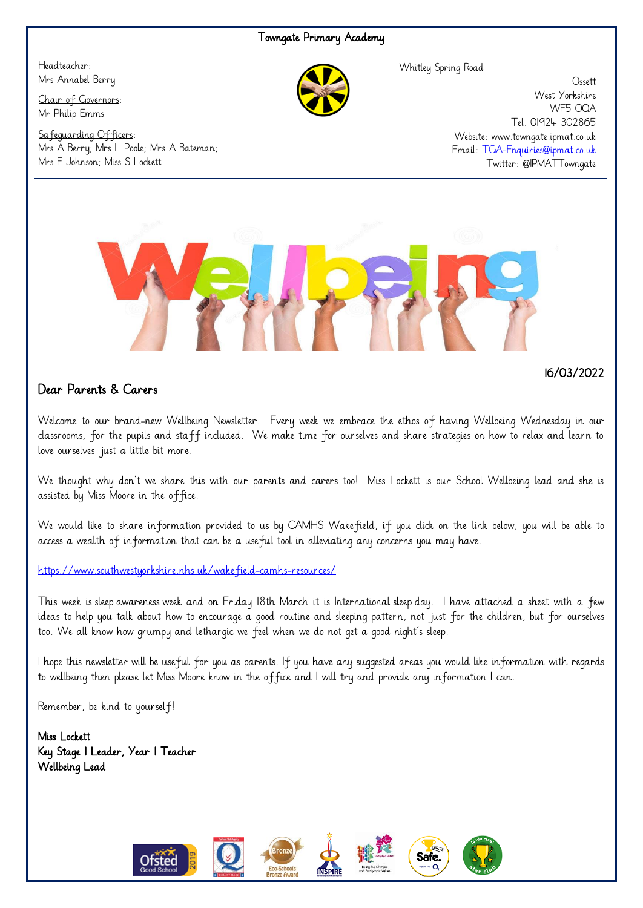# Towngate Primary Academy

Headteacher:
Mrs Annabel Berry

Chair of Governors:
Mr Philip Emms

Safeguarding Officers:
Mrs A Berry; Mrs L Poole; Mrs A Bateman;
Mrs E Johnson; Miss S Lockett

Whitley Spring Road
Ossett
West Yorkshire
WF5 0QA
Tel. 01924 302865
Website: www.towngate.ipmat.co.uk
Email: TGA-Enquiries@ipmat.co.uk
Twitter: @IPMATTowngate

# Wellbeing

16/03/2022

## Dear Parents & Carers

Welcome to our brand-new Wellbeing Newsletter. Every week we embrace the ethos of having Wellbeing Wednesday in our classrooms, for the pupils and staff included. We make time for ourselves and share strategies on how to relax and learn to love ourselves just a little bit more.

We thought why don't we share this with our parents and carers too! Miss Lockett is our School Wellbeing lead and she is assisted by Miss Moore in the office.

We would like to share information provided to us by CAMHS Wakefield, if you click on the link below, you will be able to access a wealth of information that can be a useful tool in alleviating any concerns you may have.

https://www.southwestyorkshire.nhs.uk/wakefield-camhs-resources/

This week is sleep awareness week and on Friday 18th March it is International sleep day. I have attached a sheet with a few ideas to help you talk about how to encourage a good routine and sleeping pattern, not just for the children, but for ourselves too. We all know how grumpy and lethargic we feel when we do not get a good night's sleep.

I hope this newsletter will be useful for you as parents. If you have any suggested areas you would like information with regards to wellbeing then please let Miss Moore know in the office and I will try and provide any information I can.

Remember, be kind to yourself!

**Miss Lockett**
**Key Stage 1 Leader, Year 1 Teacher**
**Wellbeing Lead**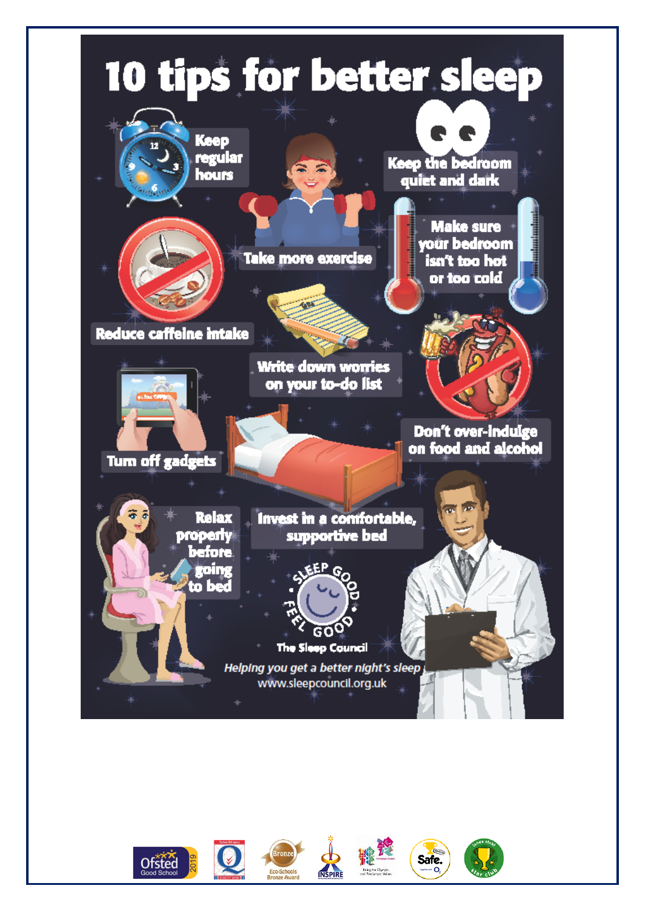# 10 tips for better sleep

- Keep regular hours
- Take more exercise
- Keep the bedroom quiet and dark
- Make sure your bedroom isn't too hot or too cold
- Reduce caffeine intake
- Write down worries on your to-do list
- Turn off gadgets
- Don't over-indulge on food and alcohol
- Relax properly before going to bed
- Invest in a comfortable, supportive bed

SLEEP GOOD FEEL GOOD

The Sleep Council

*Helping you get a better night's sleep*

www.sleepcouncil.org.uk